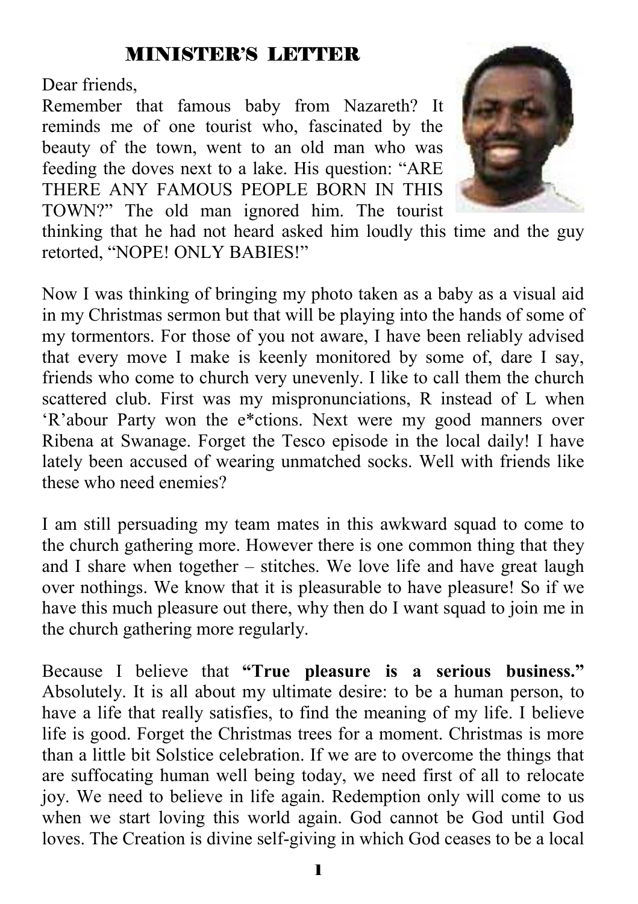## MINISTER'S LETTER

Dear friends,

Remember that famous baby from Nazareth? It reminds me of one tourist who, fascinated by the beauty of the town, went to an old man who was feeding the doves next to a lake. His question: "ARE THERE ANY FAMOUS PEOPLE BORN IN THIS TOWN?" The old man ignored him. The tourist thinking that he had not heard asked him loudly this time and the guy retorted, "NOPE! ONLY BABIES!"

Now I was thinking of bringing my photo taken as a baby as a visual aid in my Christmas sermon but that will be playing into the hands of some of my tormentors. For those of you not aware, I have been reliably advised that every move I make is keenly monitored by some of, dare I say, friends who come to church very unevenly. I like to call them the church scattered club. First was my mispronunciations, R instead of L when 'R'abour Party won the e*ctions. Next were my good manners over Ribena at Swanage. Forget the Tesco episode in the local daily! I have lately been accused of wearing unmatched socks. Well with friends like these who need enemies?

I am still persuading my team mates in this awkward squad to come to the church gathering more. However there is one common thing that they and I share when together – stitches. We love life and have great laugh over nothings. We know that it is pleasurable to have pleasure! So if we have this much pleasure out there, why then do I want squad to join me in the church gathering more regularly.

Because I believe that **"True pleasure is a serious business."** Absolutely. It is all about my ultimate desire: to be a human person, to have a life that really satisfies, to find the meaning of my life. I believe life is good. Forget the Christmas trees for a moment. Christmas is more than a little bit Solstice celebration. If we are to overcome the things that are suffocating human well being today, we need first of all to relocate joy. We need to believe in life again. Redemption only will come to us when we start loving this world again. God cannot be God until God loves. The Creation is divine self-giving in which God ceases to be a local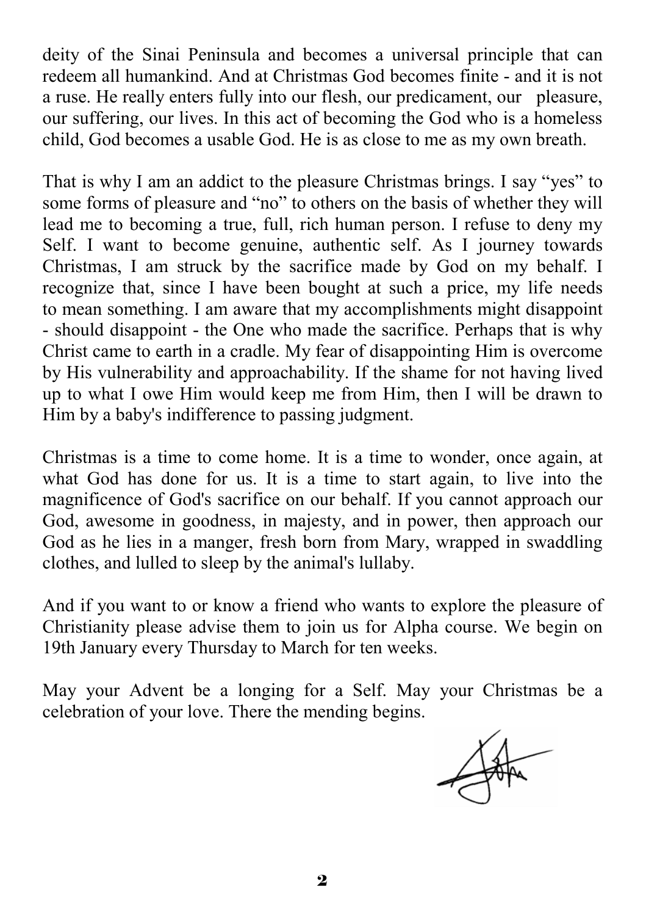deity of the Sinai Peninsula and becomes a universal principle that can redeem all humankind. And at Christmas God becomes finite - and it is not a ruse. He really enters fully into our flesh, our predicament, our pleasure, our suffering, our lives. In this act of becoming the God who is a homeless child, God becomes a usable God. He is as close to me as my own breath.

That is why I am an addict to the pleasure Christmas brings. I say "yes" to some forms of pleasure and "no" to others on the basis of whether they will lead me to becoming a true, full, rich human person. I refuse to deny my Self. I want to become genuine, authentic self. As I journey towards Christmas, I am struck by the sacrifice made by God on my behalf. I recognize that, since I have been bought at such a price, my life needs to mean something. I am aware that my accomplishments might disappoint - should disappoint - the One who made the sacrifice. Perhaps that is why Christ came to earth in a cradle. My fear of disappointing Him is overcome by His vulnerability and approachability. If the shame for not having lived up to what I owe Him would keep me from Him, then I will be drawn to Him by a baby's indifference to passing judgment.

Christmas is a time to come home. It is a time to wonder, once again, at what God has done for us. It is a time to start again, to live into the magnificence of God's sacrifice on our behalf. If you cannot approach our God, awesome in goodness, in majesty, and in power, then approach our God as he lies in a manger, fresh born from Mary, wrapped in swaddling clothes, and lulled to sleep by the animal's lullaby.

And if you want to or know a friend who wants to explore the pleasure of Christianity please advise them to join us for Alpha course. We begin on 19th January every Thursday to March for ten weeks.

May your Advent be a longing for a Self. May your Christmas be a celebration of your love. There the mending begins.

John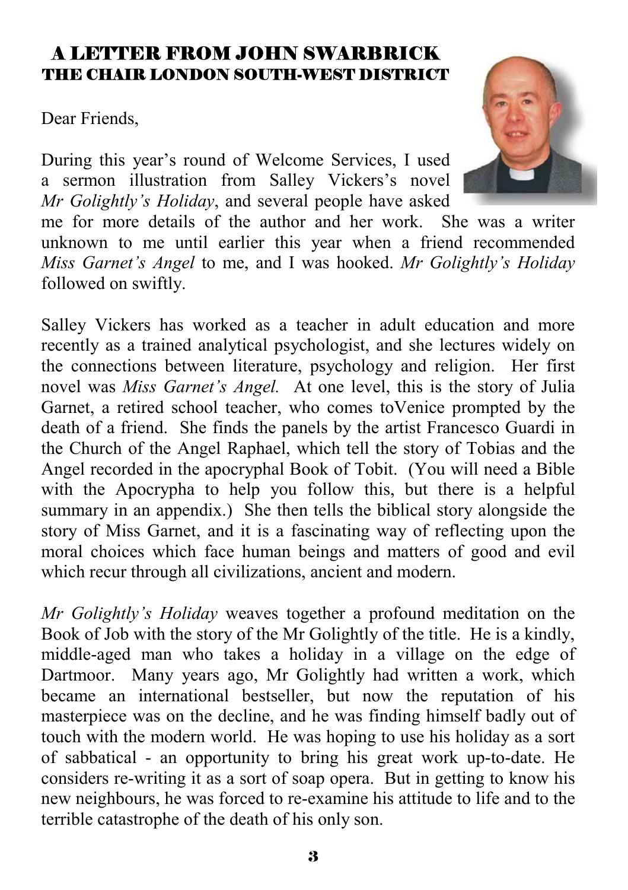## A LETTER FROM JOHN SWARBRICK
### THE CHAIR LONDON SOUTH-WEST DISTRICT

Dear Friends,

During this year's round of Welcome Services, I used a sermon illustration from Salley Vickers's novel *Mr Golightly's Holiday*, and several people have asked me for more details of the author and her work. She was a writer unknown to me until earlier this year when a friend recommended *Miss Garnet's Angel* to me, and I was hooked. *Mr Golightly's Holiday* followed on swiftly.

Salley Vickers has worked as a teacher in adult education and more recently as a trained analytical psychologist, and she lectures widely on the connections between literature, psychology and religion. Her first novel was *Miss Garnet's Angel.* At one level, this is the story of Julia Garnet, a retired school teacher, who comes toVenice prompted by the death of a friend. She finds the panels by the artist Francesco Guardi in the Church of the Angel Raphael, which tell the story of Tobias and the Angel recorded in the apocryphal Book of Tobit. (You will need a Bible with the Apocrypha to help you follow this, but there is a helpful summary in an appendix.) She then tells the biblical story alongside the story of Miss Garnet, and it is a fascinating way of reflecting upon the moral choices which face human beings and matters of good and evil which recur through all civilizations, ancient and modern.

*Mr Golightly's Holiday* weaves together a profound meditation on the Book of Job with the story of the Mr Golightly of the title. He is a kindly, middle-aged man who takes a holiday in a village on the edge of Dartmoor. Many years ago, Mr Golightly had written a work, which became an international bestseller, but now the reputation of his masterpiece was on the decline, and he was finding himself badly out of touch with the modern world. He was hoping to use his holiday as a sort of sabbatical - an opportunity to bring his great work up-to-date. He considers re-writing it as a sort of soap opera. But in getting to know his new neighbours, he was forced to re-examine his attitude to life and to the terrible catastrophe of the death of his only son.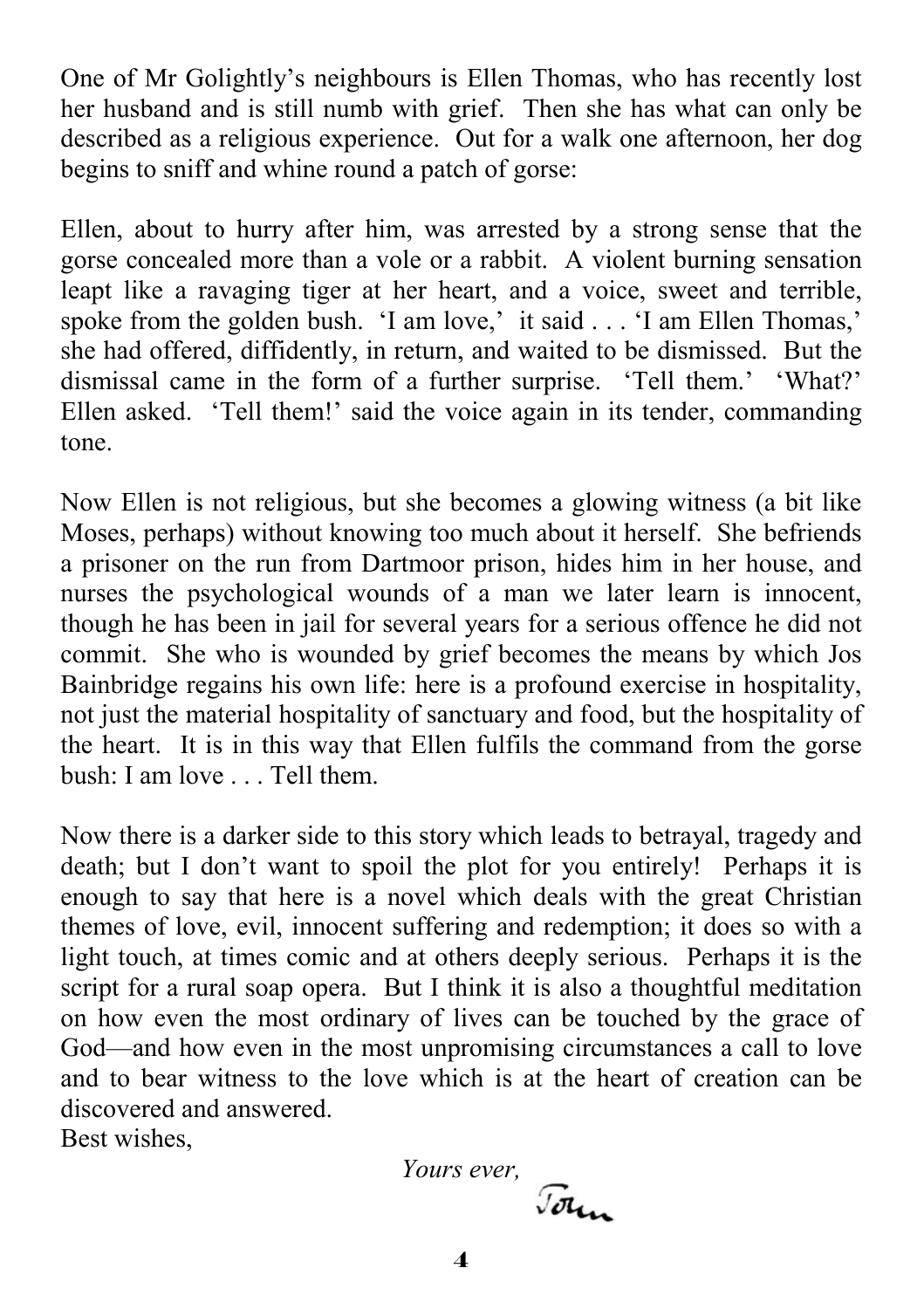One of Mr Golightly's neighbours is Ellen Thomas, who has recently lost her husband and is still numb with grief. Then she has what can only be described as a religious experience. Out for a walk one afternoon, her dog begins to sniff and whine round a patch of gorse:

Ellen, about to hurry after him, was arrested by a strong sense that the gorse concealed more than a vole or a rabbit. A violent burning sensation leapt like a ravaging tiger at her heart, and a voice, sweet and terrible, spoke from the golden bush. 'I am love,' it said . . . 'I am Ellen Thomas,' she had offered, diffidently, in return, and waited to be dismissed. But the dismissal came in the form of a further surprise. 'Tell them.' 'What?' Ellen asked. 'Tell them!' said the voice again in its tender, commanding tone.

Now Ellen is not religious, but she becomes a glowing witness (a bit like Moses, perhaps) without knowing too much about it herself. She befriends a prisoner on the run from Dartmoor prison, hides him in her house, and nurses the psychological wounds of a man we later learn is innocent, though he has been in jail for several years for a serious offence he did not commit. She who is wounded by grief becomes the means by which Jos Bainbridge regains his own life: here is a profound exercise in hospitality, not just the material hospitality of sanctuary and food, but the hospitality of the heart. It is in this way that Ellen fulfils the command from the gorse bush: I am love . . . Tell them.

Now there is a darker side to this story which leads to betrayal, tragedy and death; but I don't want to spoil the plot for you entirely! Perhaps it is enough to say that here is a novel which deals with the great Christian themes of love, evil, innocent suffering and redemption; it does so with a light touch, at times comic and at others deeply serious. Perhaps it is the script for a rural soap opera. But I think it is also a thoughtful meditation on how even the most ordinary of lives can be touched by the grace of God—and how even in the most unpromising circumstances a call to love and to bear witness to the love which is at the heart of creation can be discovered and answered.

Best wishes,

*Yours ever,*

John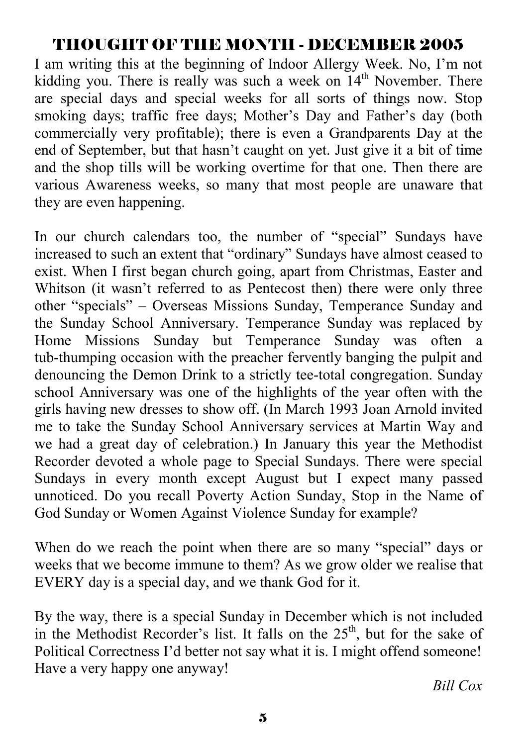# THOUGHT OF THE MONTH - DECEMBER 2005

I am writing this at the beginning of Indoor Allergy Week. No, I'm not kidding you. There is really was such a week on 14th November. There are special days and special weeks for all sorts of things now. Stop smoking days; traffic free days; Mother's Day and Father's day (both commercially very profitable); there is even a Grandparents Day at the end of September, but that hasn't caught on yet. Just give it a bit of time and the shop tills will be working overtime for that one. Then there are various Awareness weeks, so many that most people are unaware that they are even happening.

In our church calendars too, the number of "special" Sundays have increased to such an extent that "ordinary" Sundays have almost ceased to exist. When I first began church going, apart from Christmas, Easter and Whitson (it wasn't referred to as Pentecost then) there were only three other "specials" – Overseas Missions Sunday, Temperance Sunday and the Sunday School Anniversary. Temperance Sunday was replaced by Home Missions Sunday but Temperance Sunday was often a tub-thumping occasion with the preacher fervently banging the pulpit and denouncing the Demon Drink to a strictly tee-total congregation. Sunday school Anniversary was one of the highlights of the year often with the girls having new dresses to show off. (In March 1993 Joan Arnold invited me to take the Sunday School Anniversary services at Martin Way and we had a great day of celebration.) In January this year the Methodist Recorder devoted a whole page to Special Sundays. There were special Sundays in every month except August but I expect many passed unnoticed. Do you recall Poverty Action Sunday, Stop in the Name of God Sunday or Women Against Violence Sunday for example?

When do we reach the point when there are so many "special" days or weeks that we become immune to them? As we grow older we realise that EVERY day is a special day, and we thank God for it.

By the way, there is a special Sunday in December which is not included in the Methodist Recorder's list. It falls on the 25th, but for the sake of Political Correctness I'd better not say what it is. I might offend someone! Have a very happy one anyway!

*Bill Cox*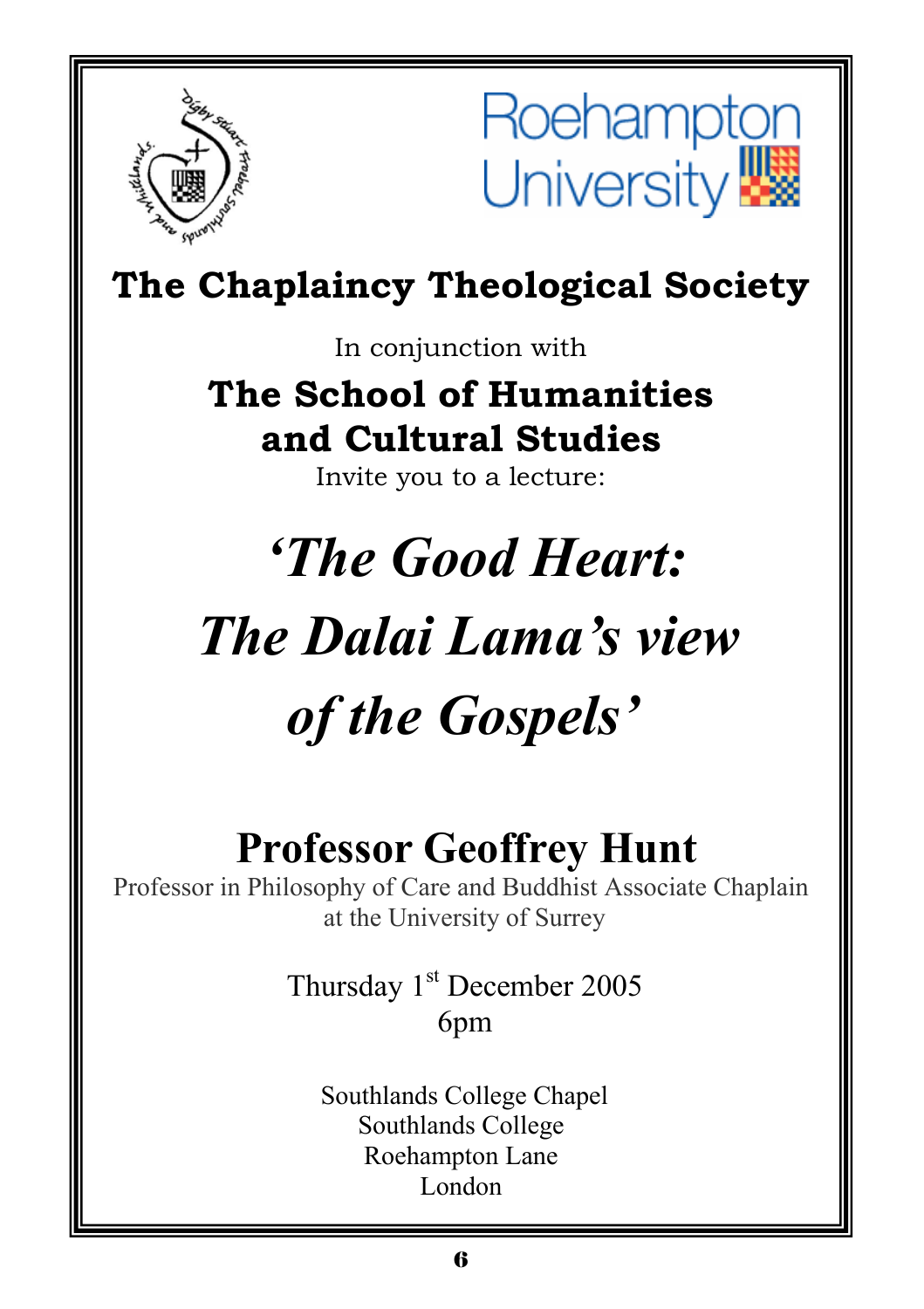Roehampton University

# The Chaplaincy Theological Society

In conjunction with

## The School of Humanities and Cultural Studies

Invite you to a lecture:

# *'The Good Heart: The Dalai Lama's view of the Gospels'*

## Professor Geoffrey Hunt

Professor in Philosophy of Care and Buddhist Associate Chaplain at the University of Surrey

Thursday 1st December 2005
6pm

Southlands College Chapel
Southlands College
Roehampton Lane
London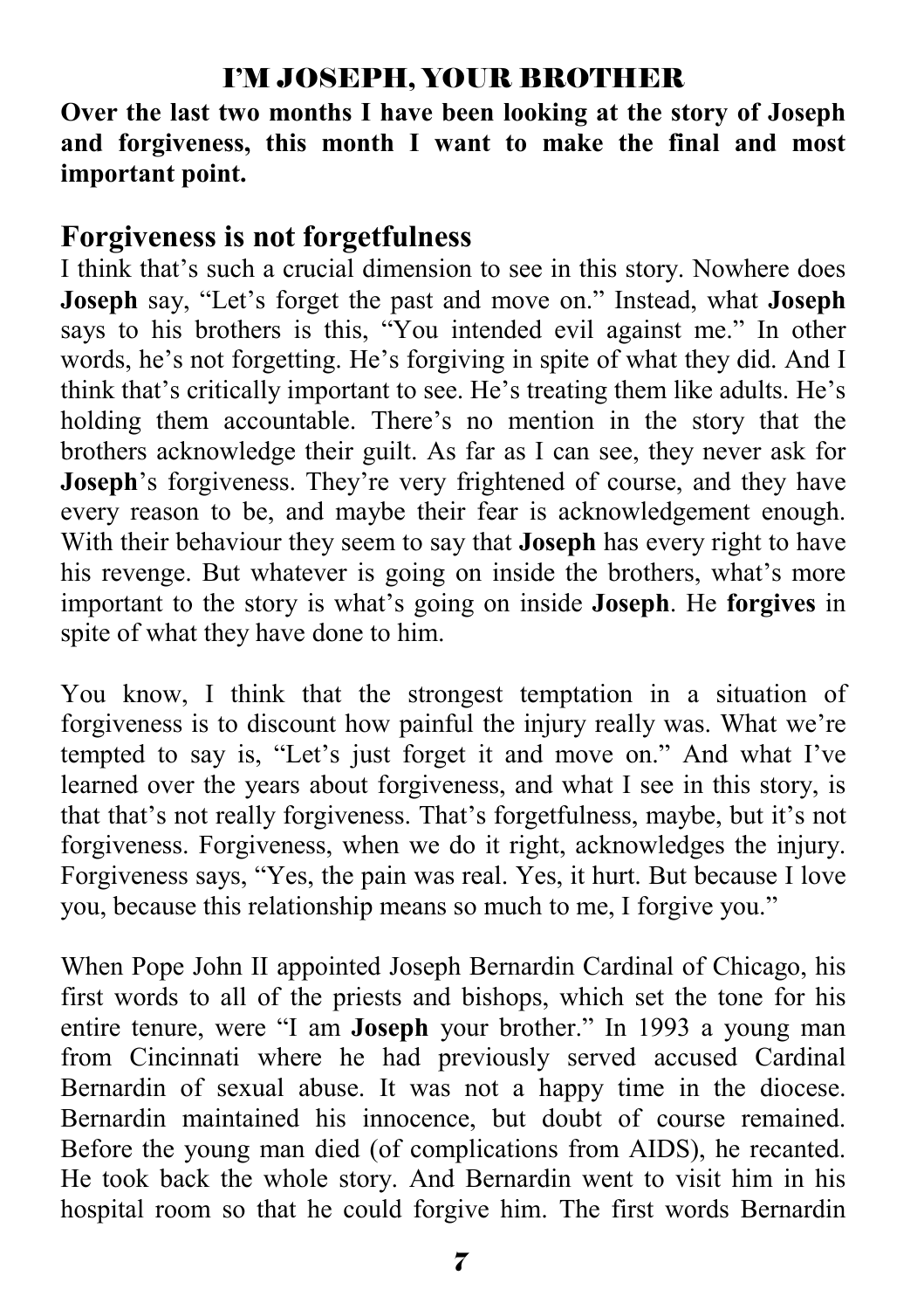# I'M JOSEPH, YOUR BROTHER

**Over the last two months I have been looking at the story of Joseph and forgiveness, this month I want to make the final and most important point.**

## Forgiveness is not forgetfulness

I think that's such a crucial dimension to see in this story. Nowhere does **Joseph** say, "Let's forget the past and move on." Instead, what **Joseph** says to his brothers is this, "You intended evil against me." In other words, he's not forgetting. He's forgiving in spite of what they did. And I think that's critically important to see. He's treating them like adults. He's holding them accountable. There's no mention in the story that the brothers acknowledge their guilt. As far as I can see, they never ask for **Joseph**'s forgiveness. They're very frightened of course, and they have every reason to be, and maybe their fear is acknowledgement enough. With their behaviour they seem to say that **Joseph** has every right to have his revenge. But whatever is going on inside the brothers, what's more important to the story is what's going on inside **Joseph**. He **forgives** in spite of what they have done to him.

You know, I think that the strongest temptation in a situation of forgiveness is to discount how painful the injury really was. What we're tempted to say is, "Let's just forget it and move on." And what I've learned over the years about forgiveness, and what I see in this story, is that that's not really forgiveness. That's forgetfulness, maybe, but it's not forgiveness. Forgiveness, when we do it right, acknowledges the injury. Forgiveness says, "Yes, the pain was real. Yes, it hurt. But because I love you, because this relationship means so much to me, I forgive you."

When Pope John II appointed Joseph Bernardin Cardinal of Chicago, his first words to all of the priests and bishops, which set the tone for his entire tenure, were "I am **Joseph** your brother." In 1993 a young man from Cincinnati where he had previously served accused Cardinal Bernardin of sexual abuse. It was not a happy time in the diocese. Bernardin maintained his innocence, but doubt of course remained. Before the young man died (of complications from AIDS), he recanted. He took back the whole story. And Bernardin went to visit him in his hospital room so that he could forgive him. The first words Bernardin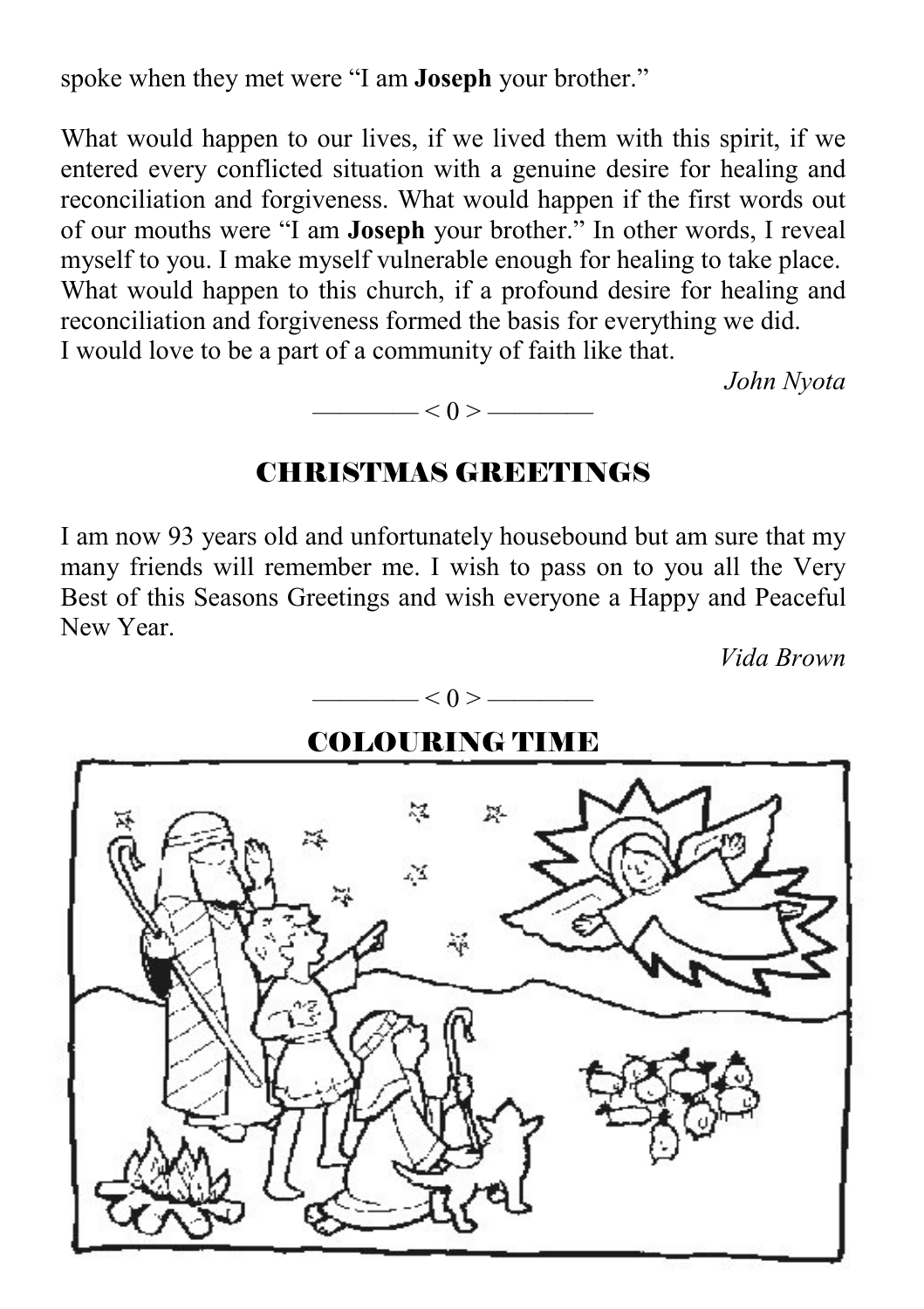spoke when they met were “I am **Joseph** your brother.”

What would happen to our lives, if we lived them with this spirit, if we entered every conflicted situation with a genuine desire for healing and reconciliation and forgiveness. What would happen if the first words out of our mouths were “I am **Joseph** your brother.” In other words, I reveal myself to you. I make myself vulnerable enough for healing to take place. What would happen to this church, if a profound desire for healing and reconciliation and forgiveness formed the basis for everything we did.
I would love to be a part of a community of faith like that.

*John Nyota*

———— < 0 > ————

## CHRISTMAS GREETINGS

I am now 93 years old and unfortunately housebound but am sure that my many friends will remember me. I wish to pass on to you all the Very Best of this Seasons Greetings and wish everyone a Happy and Peaceful New Year.

*Vida Brown*

———— < 0 > ————

## COLOURING TIME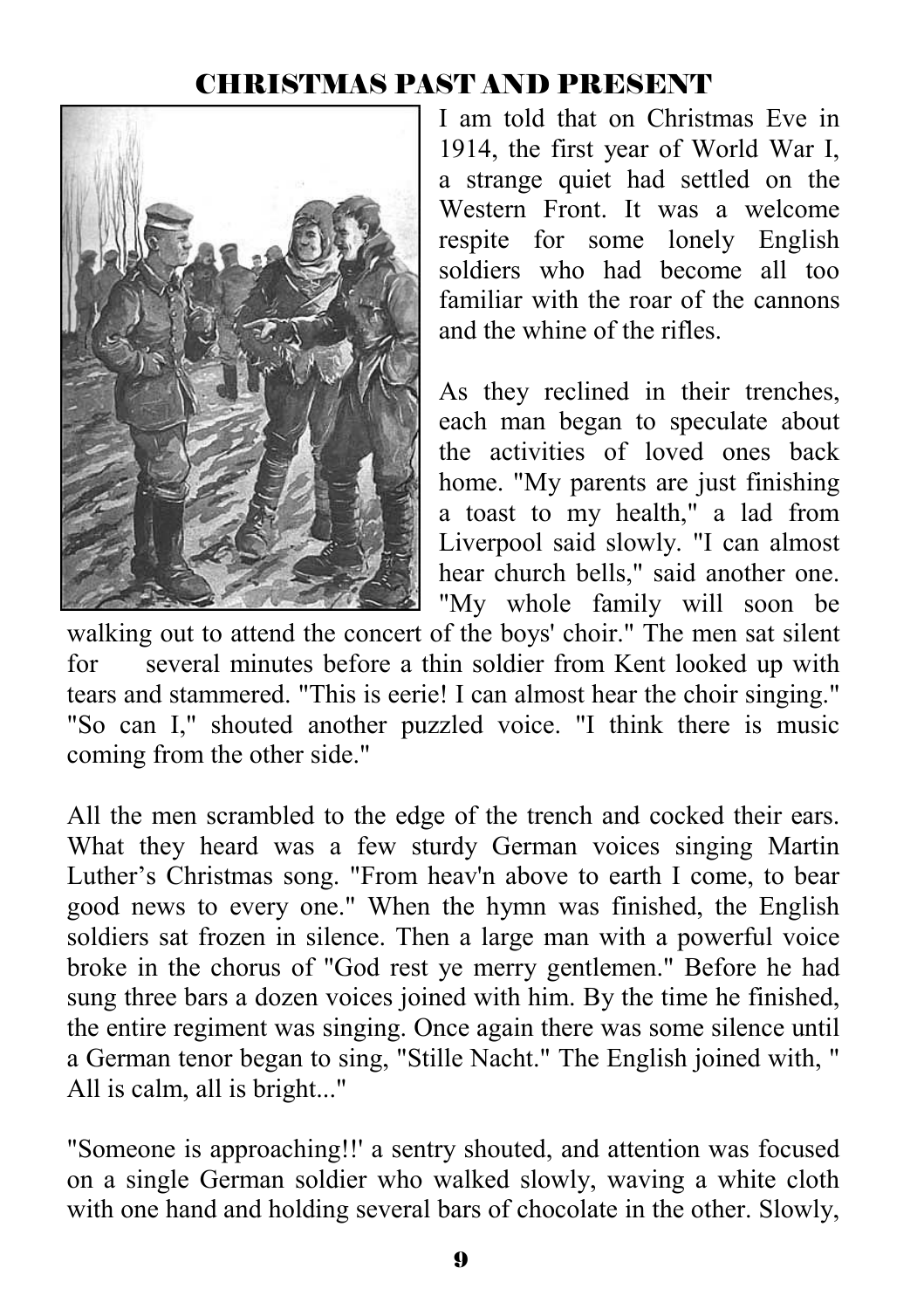## CHRISTMAS PAST AND PRESENT

I am told that on Christmas Eve in 1914, the first year of World War I, a strange quiet had settled on the Western Front. It was a welcome respite for some lonely English soldiers who had become all too familiar with the roar of the cannons and the whine of the rifles.

As they reclined in their trenches, each man began to speculate about the activities of loved ones back home. "My parents are just finishing a toast to my health," a lad from Liverpool said slowly. "I can almost hear church bells," said another one. "My whole family will soon be walking out to attend the concert of the boys' choir." The men sat silent for several minutes before a thin soldier from Kent looked up with tears and stammered. "This is eerie! I can almost hear the choir singing." "So can I," shouted another puzzled voice. "I think there is music coming from the other side."

All the men scrambled to the edge of the trench and cocked their ears. What they heard was a few sturdy German voices singing Martin Luther's Christmas song. "From heav'n above to earth I come, to bear good news to every one." When the hymn was finished, the English soldiers sat frozen in silence. Then a large man with a powerful voice broke in the chorus of "God rest ye merry gentlemen." Before he had sung three bars a dozen voices joined with him. By the time he finished, the entire regiment was singing. Once again there was some silence until a German tenor began to sing, "Stille Nacht." The English joined with, " All is calm, all is bright..."

"Someone is approaching!!' a sentry shouted, and attention was focused on a single German soldier who walked slowly, waving a white cloth with one hand and holding several bars of chocolate in the other. Slowly,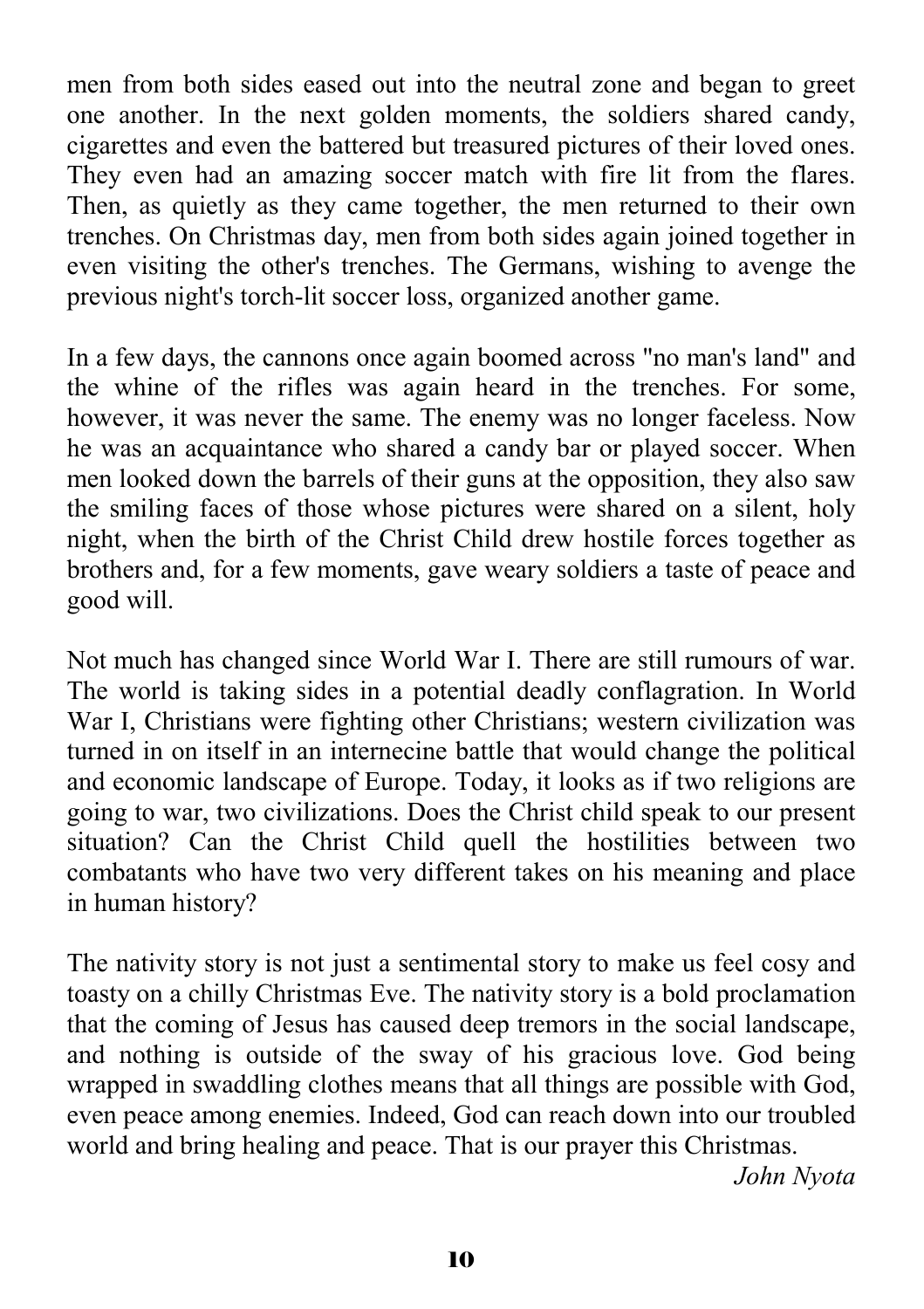men from both sides eased out into the neutral zone and began to greet one another. In the next golden moments, the soldiers shared candy, cigarettes and even the battered but treasured pictures of their loved ones. They even had an amazing soccer match with fire lit from the flares. Then, as quietly as they came together, the men returned to their own trenches. On Christmas day, men from both sides again joined together in even visiting the other's trenches. The Germans, wishing to avenge the previous night's torch-lit soccer loss, organized another game.

In a few days, the cannons once again boomed across "no man's land" and the whine of the rifles was again heard in the trenches. For some, however, it was never the same. The enemy was no longer faceless. Now he was an acquaintance who shared a candy bar or played soccer. When men looked down the barrels of their guns at the opposition, they also saw the smiling faces of those whose pictures were shared on a silent, holy night, when the birth of the Christ Child drew hostile forces together as brothers and, for a few moments, gave weary soldiers a taste of peace and good will.

Not much has changed since World War I. There are still rumours of war. The world is taking sides in a potential deadly conflagration. In World War I, Christians were fighting other Christians; western civilization was turned in on itself in an internecine battle that would change the political and economic landscape of Europe. Today, it looks as if two religions are going to war, two civilizations. Does the Christ child speak to our present situation? Can the Christ Child quell the hostilities between two combatants who have two very different takes on his meaning and place in human history?

The nativity story is not just a sentimental story to make us feel cosy and toasty on a chilly Christmas Eve. The nativity story is a bold proclamation that the coming of Jesus has caused deep tremors in the social landscape, and nothing is outside of the sway of his gracious love. God being wrapped in swaddling clothes means that all things are possible with God, even peace among enemies. Indeed, God can reach down into our troubled world and bring healing and peace. That is our prayer this Christmas.

*John Nyota*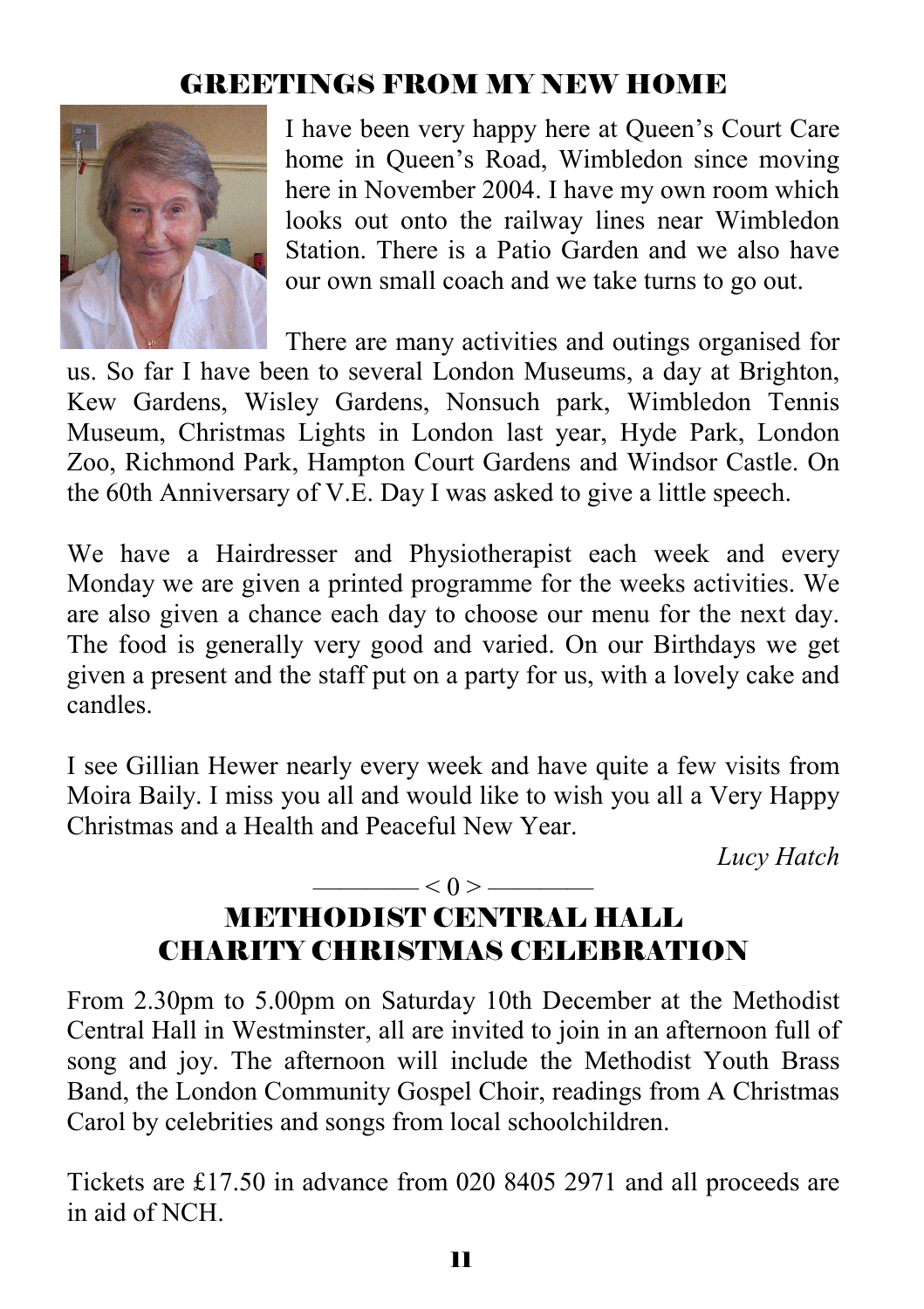## GREETINGS FROM MY NEW HOME

I have been very happy here at Queen's Court Care home in Queen's Road, Wimbledon since moving here in November 2004. I have my own room which looks out onto the railway lines near Wimbledon Station. There is a Patio Garden and we also have our own small coach and we take turns to go out.

There are many activities and outings organised for us. So far I have been to several London Museums, a day at Brighton, Kew Gardens, Wisley Gardens, Nonsuch park, Wimbledon Tennis Museum, Christmas Lights in London last year, Hyde Park, London Zoo, Richmond Park, Hampton Court Gardens and Windsor Castle. On the 60th Anniversary of V.E. Day I was asked to give a little speech.

We have a Hairdresser and Physiotherapist each week and every Monday we are given a printed programme for the weeks activities. We are also given a chance each day to choose our menu for the next day. The food is generally very good and varied. On our Birthdays we get given a present and the staff put on a party for us, with a lovely cake and candles.

I see Gillian Hewer nearly every week and have quite a few visits from Moira Baily. I miss you all and would like to wish you all a Very Happy Christmas and a Health and Peaceful New Year.

*Lucy Hatch*

———— < 0 > ————

## METHODIST CENTRAL HALL CHARITY CHRISTMAS CELEBRATION

From 2.30pm to 5.00pm on Saturday 10th December at the Methodist Central Hall in Westminster, all are invited to join in an afternoon full of song and joy. The afternoon will include the Methodist Youth Brass Band, the London Community Gospel Choir, readings from A Christmas Carol by celebrities and songs from local schoolchildren.

Tickets are £17.50 in advance from 020 8405 2971 and all proceeds are in aid of NCH.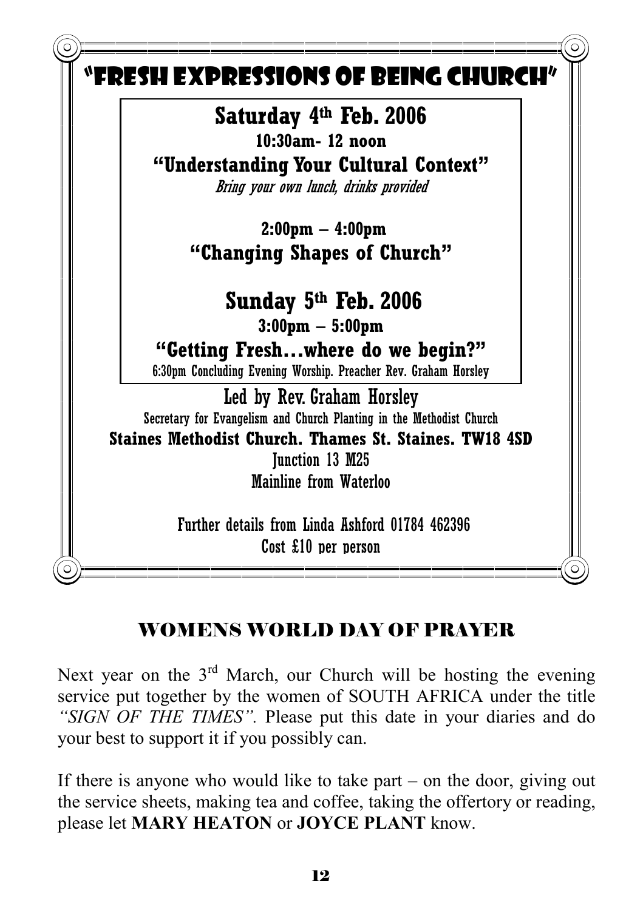# "FRESH EXPRESSIONS OF BEING CHURCH"

**Saturday 4th Feb. 2006**

**10:30am- 12 noon**

**"Understanding Your Cultural Context"**

*Bring your own lunch, drinks provided*

**2:00pm – 4:00pm**

**"Changing Shapes of Church"**

**Sunday 5th Feb. 2006**

**3:00pm – 5:00pm**

**"Getting Fresh…where do we begin?"**

6:30pm Concluding Evening Worship. Preacher Rev. Graham Horsley

Led by Rev. Graham Horsley

Secretary for Evangelism and Church Planting in the Methodist Church

**Staines Methodist Church. Thames St. Staines. TW18 4SD**

Junction 13 M25

Mainline from Waterloo

Further details from Linda Ashford 01784 462396

Cost £10 per person

## WOMENS WORLD DAY OF PRAYER

Next year on the 3rd March, our Church will be hosting the evening service put together by the women of SOUTH AFRICA under the title *"SIGN OF THE TIMES"*. Please put this date in your diaries and do your best to support it if you possibly can.

If there is anyone who would like to take part – on the door, giving out the service sheets, making tea and coffee, taking the offertory or reading, please let **MARY HEATON** or **JOYCE PLANT** know.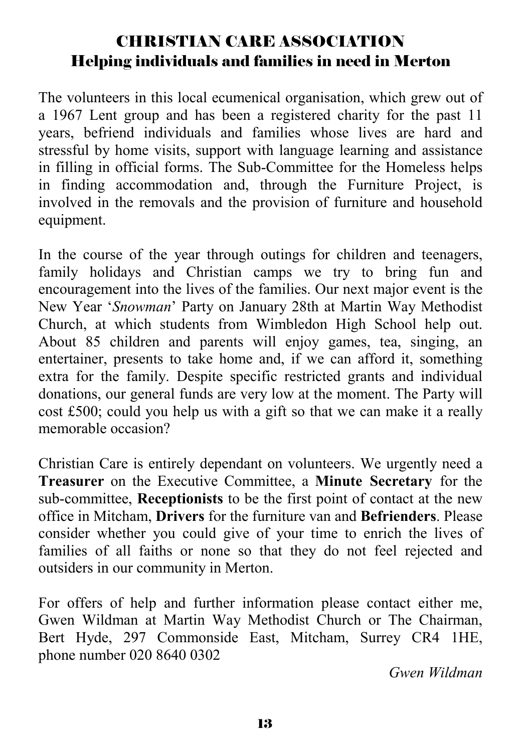## CHRISTIAN CARE ASSOCIATION
### Helping individuals and families in need in Merton

The volunteers in this local ecumenical organisation, which grew out of a 1967 Lent group and has been a registered charity for the past 11 years, befriend individuals and families whose lives are hard and stressful by home visits, support with language learning and assistance in filling in official forms. The Sub-Committee for the Homeless helps in finding accommodation and, through the Furniture Project, is involved in the removals and the provision of furniture and household equipment.

In the course of the year through outings for children and teenagers, family holidays and Christian camps we try to bring fun and encouragement into the lives of the families. Our next major event is the New Year '*Snowman*' Party on January 28th at Martin Way Methodist Church, at which students from Wimbledon High School help out. About 85 children and parents will enjoy games, tea, singing, an entertainer, presents to take home and, if we can afford it, something extra for the family. Despite specific restricted grants and individual donations, our general funds are very low at the moment. The Party will cost £500; could you help us with a gift so that we can make it a really memorable occasion?

Christian Care is entirely dependant on volunteers. We urgently need a **Treasurer** on the Executive Committee, a **Minute Secretary** for the sub-committee, **Receptionists** to be the first point of contact at the new office in Mitcham, **Drivers** for the furniture van and **Befrienders**. Please consider whether you could give of your time to enrich the lives of families of all faiths or none so that they do not feel rejected and outsiders in our community in Merton.

For offers of help and further information please contact either me, Gwen Wildman at Martin Way Methodist Church or The Chairman, Bert Hyde, 297 Commonside East, Mitcham, Surrey CR4 1HE, phone number 020 8640 0302

*Gwen Wildman*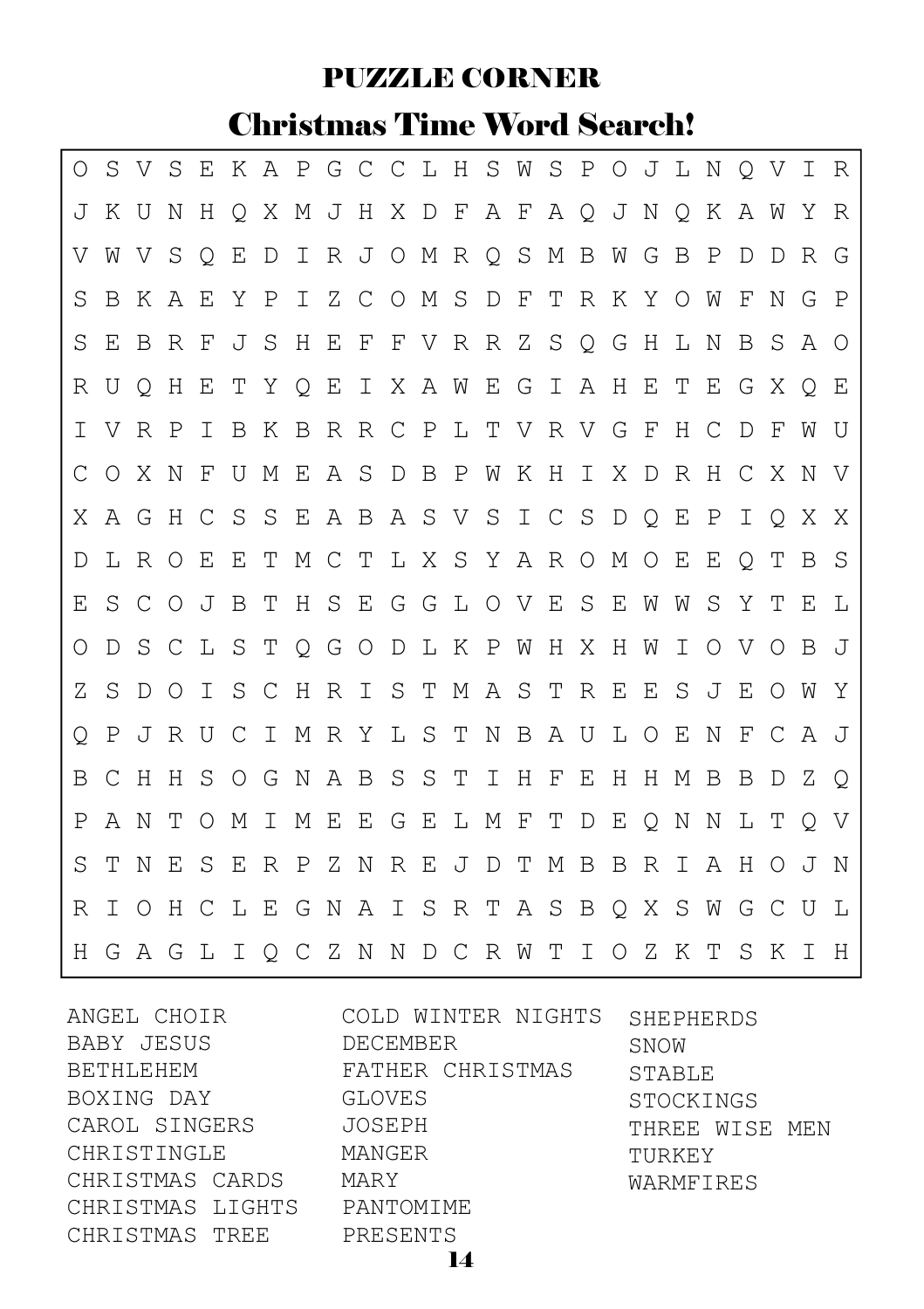# PUZZLE CORNER

## Christmas Time Word Search!

```
O S V S E K A P G C C L H S W S P O J L N Q V I R
J K U N H Q X M J H X D F A F A Q J N Q K A W Y R
V W V S Q E D I R J O M R Q S M B W G B P D D R G
S B K A E Y P I Z C O M S D F T R K Y O W F N G P
S E B R F J S H E F F V R R Z S Q G H L N B S A O
R U Q H E T Y Q E I X A W E G I A H E T E G X Q E
I V R P I B K B R R C P L T V R V G F H C D F W U
C O X N F U M E A S D B P W K H I X D R H C X N V
X A G H C S S E A B A S V S I C S D Q E P I Q X X
D L R O E E T M C T L X S Y A R O M O E E Q T B S
E S C O J B T H S E G G L O V E S E W W S Y T E L
O D S C L S T Q G O D L K P W H X H W I O V O B J
Z S D O I S C H R I S T M A S T R E E S J E O W Y
Q P J R U C I M R Y L S T N B A U L O E N F C A J
B C H H S O G N A B S S T I H F E H H M B B D Z Q
P A N T O M I M E E G E L M F T D E Q N N L T Q V
S T N E S E R P Z N R E J D T M B B R I A H O J N
R I O H C L E G N A I S R T A S B Q X S W G C U L
H G A G L I Q C Z N N D C R W T I O Z K T S K I H
```

ANGEL CHOIR
BABY JESUS
BETHLEHEM
BOXING DAY
CAROL SINGERS
CHRISTINGLE
CHRISTMAS CARDS
CHRISTMAS LIGHTS
CHRISTMAS TREE
COLD WINTER NIGHTS
DECEMBER
FATHER CHRISTMAS
GLOVES
JOSEPH
MANGER
MARY
PANTOMIME
PRESENTS
SHEPHERDS
SNOW
STABLE
STOCKINGS
THREE WISE MEN
TURKEY
WARMFIRES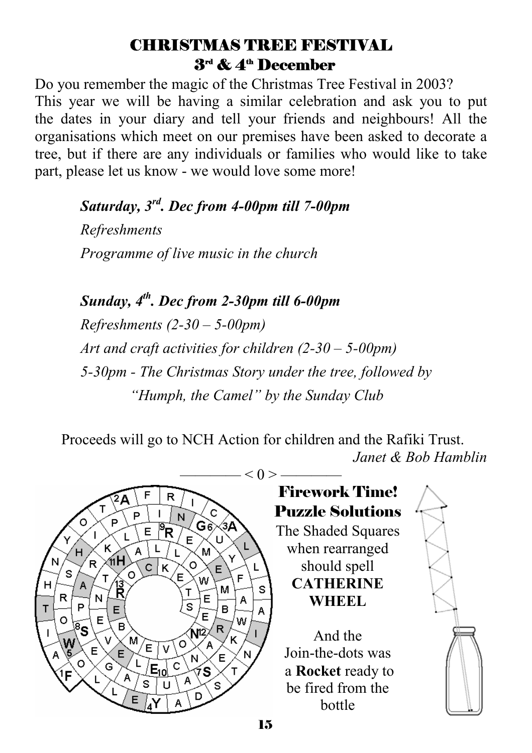## CHRISTMAS TREE FESTIVAL
### 3rd & 4th December

Do you remember the magic of the Christmas Tree Festival in 2003? This year we will be having a similar celebration and ask you to put the dates in your diary and tell your friends and neighbours! All the organisations which meet on our premises have been asked to decorate a tree, but if there are any individuals or families who would like to take part, please let us know - we would love some more!

***Saturday, 3rd. Dec from 4-00pm till 7-00pm***

*Refreshments*

*Programme of live music in the church*

***Sunday, 4th. Dec from 2-30pm till 6-00pm***

*Refreshments (2-30 – 5-00pm)*

*Art and craft activities for children (2-30 – 5-00pm)*

*5-30pm - The Christmas Story under the tree, followed by "Humph, the Camel" by the Sunday Club*

Proceeds will go to NCH Action for children and the Rafiki Trust.

*Janet & Bob Hamblin*

———— < 0 > ————

## Firework Time! Puzzle Solutions

The Shaded Squares when rearranged should spell **CATHERINE WHEEL**

And the Join-the-dots was a **Rocket** ready to be fired from the bottle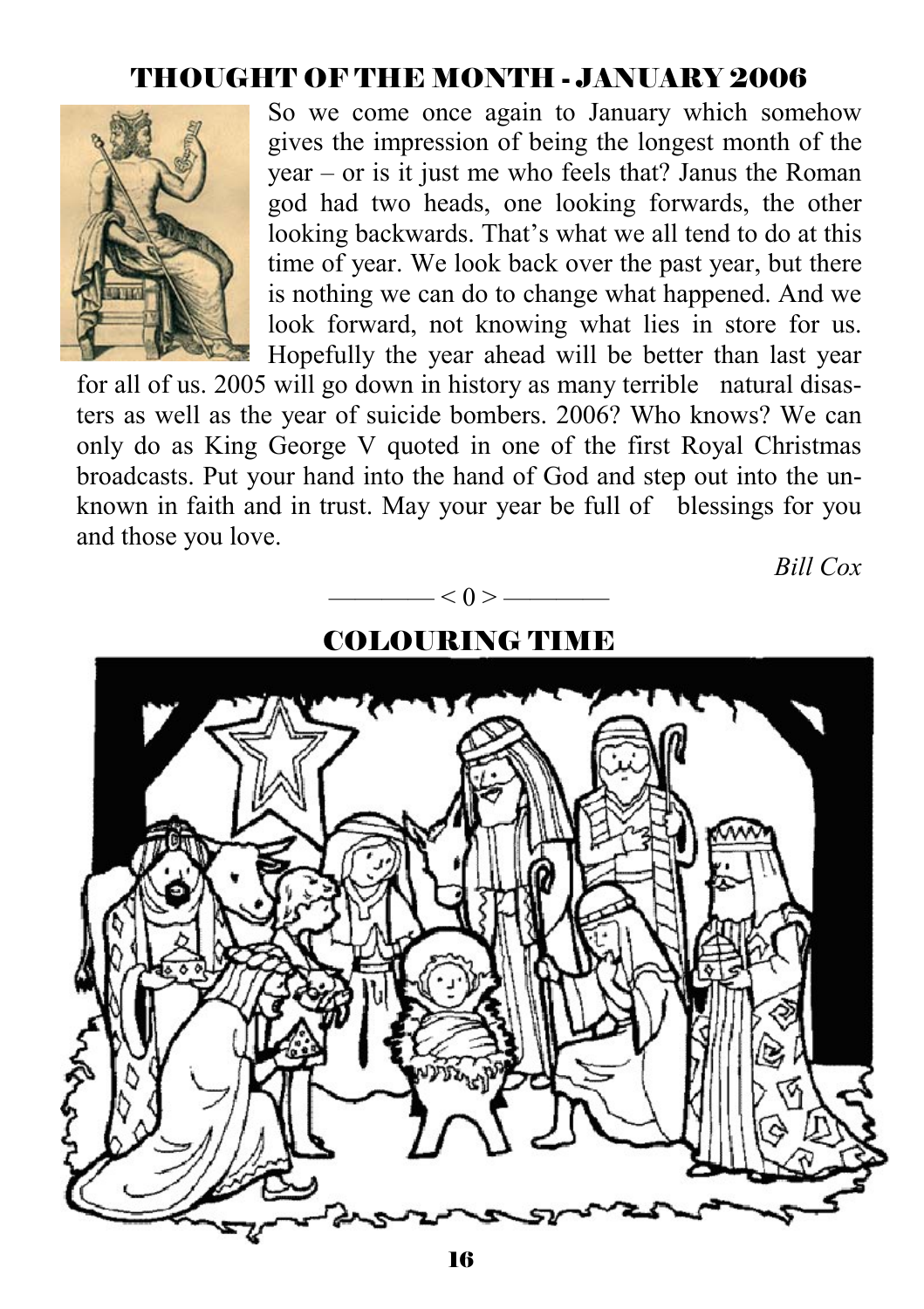## THOUGHT OF THE MONTH - JANUARY 2006

So we come once again to January which somehow gives the impression of being the longest month of the year – or is it just me who feels that? Janus the Roman god had two heads, one looking forwards, the other looking backwards. That's what we all tend to do at this time of year. We look back over the past year, but there is nothing we can do to change what happened. And we look forward, not knowing what lies in store for us. Hopefully the year ahead will be better than last year for all of us. 2005 will go down in history as many terrible natural disasters as well as the year of suicide bombers. 2006? Who knows? We can only do as King George V quoted in one of the first Royal Christmas broadcasts. Put your hand into the hand of God and step out into the unknown in faith and in trust. May your year be full of blessings for you and those you love.

*Bill Cox*

———— < 0 > ————

## COLOURING TIME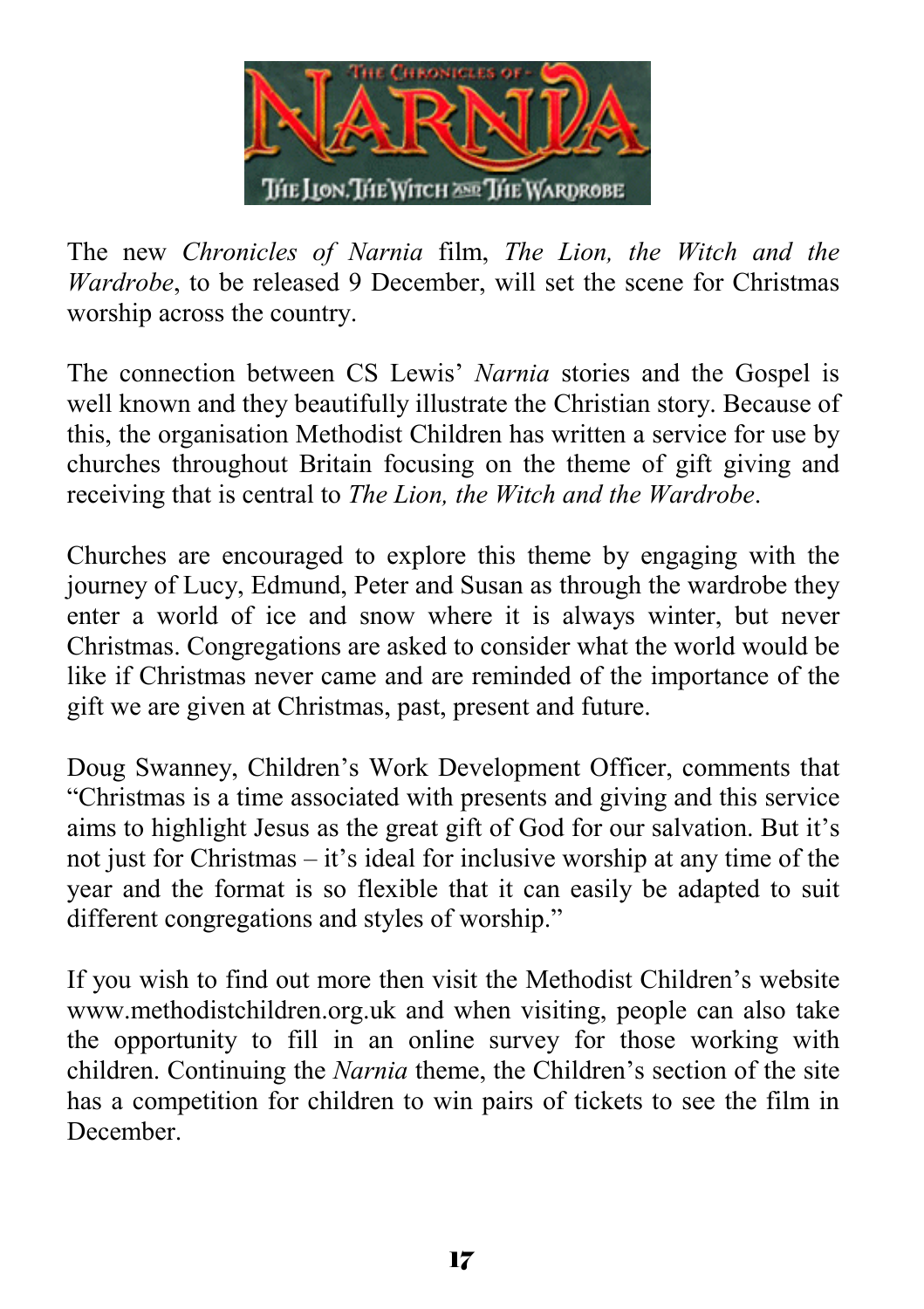The new *Chronicles of Narnia* film, *The Lion, the Witch and the Wardrobe*, to be released 9 December, will set the scene for Christmas worship across the country.

The connection between CS Lewis' *Narnia* stories and the Gospel is well known and they beautifully illustrate the Christian story. Because of this, the organisation Methodist Children has written a service for use by churches throughout Britain focusing on the theme of gift giving and receiving that is central to *The Lion, the Witch and the Wardrobe*.

Churches are encouraged to explore this theme by engaging with the journey of Lucy, Edmund, Peter and Susan as through the wardrobe they enter a world of ice and snow where it is always winter, but never Christmas. Congregations are asked to consider what the world would be like if Christmas never came and are reminded of the importance of the gift we are given at Christmas, past, present and future.

Doug Swanney, Children's Work Development Officer, comments that "Christmas is a time associated with presents and giving and this service aims to highlight Jesus as the great gift of God for our salvation. But it's not just for Christmas – it's ideal for inclusive worship at any time of the year and the format is so flexible that it can easily be adapted to suit different congregations and styles of worship."

If you wish to find out more then visit the Methodist Children's website www.methodistchildren.org.uk and when visiting, people can also take the opportunity to fill in an online survey for those working with children. Continuing the *Narnia* theme, the Children's section of the site has a competition for children to win pairs of tickets to see the film in December.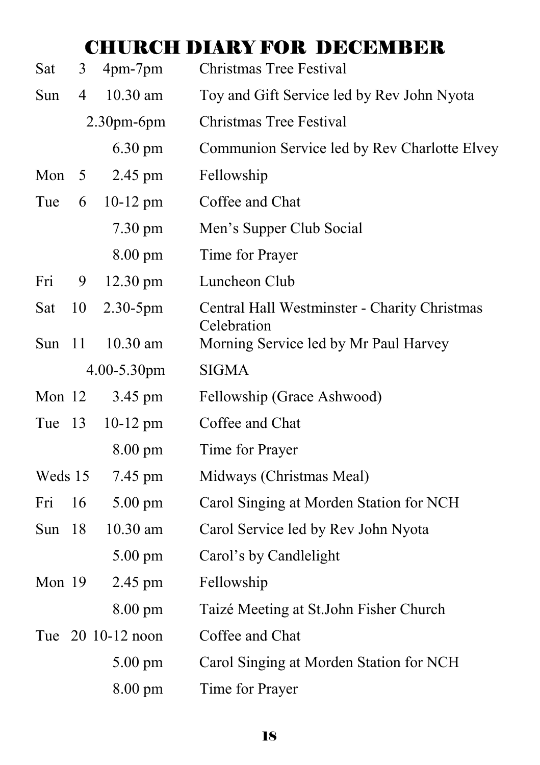# CHURCH DIARY FOR DECEMBER

| Day | Date | Time | Event |
|---|---|---|---|
| Sat | 3 | 4pm-7pm | Christmas Tree Festival |
| Sun | 4 | 10.30 am | Toy and Gift Service led by Rev John Nyota |
| | | 2.30pm-6pm | Christmas Tree Festival |
| | | 6.30 pm | Communion Service led by Rev Charlotte Elvey |
| Mon | 5 | 2.45 pm | Fellowship |
| Tue | 6 | 10-12 pm | Coffee and Chat |
| | | 7.30 pm | Men's Supper Club Social |
| | | 8.00 pm | Time for Prayer |
| Fri | 9 | 12.30 pm | Luncheon Club |
| Sat | 10 | 2.30-5pm | Central Hall Westminster - Charity Christmas Celebration |
| Sun | 11 | 10.30 am | Morning Service led by Mr Paul Harvey |
| | | 4.00-5.30pm | SIGMA |
| Mon | 12 | 3.45 pm | Fellowship (Grace Ashwood) |
| Tue | 13 | 10-12 pm | Coffee and Chat |
| | | 8.00 pm | Time for Prayer |
| Weds | 15 | 7.45 pm | Midways (Christmas Meal) |
| Fri | 16 | 5.00 pm | Carol Singing at Morden Station for NCH |
| Sun | 18 | 10.30 am | Carol Service led by Rev John Nyota |
| | | 5.00 pm | Carol's by Candlelight |
| Mon | 19 | 2.45 pm | Fellowship |
| | | 8.00 pm | Taizé Meeting at St.John Fisher Church |
| Tue | 20 | 10-12 noon | Coffee and Chat |
| | | 5.00 pm | Carol Singing at Morden Station for NCH |
| | | 8.00 pm | Time for Prayer |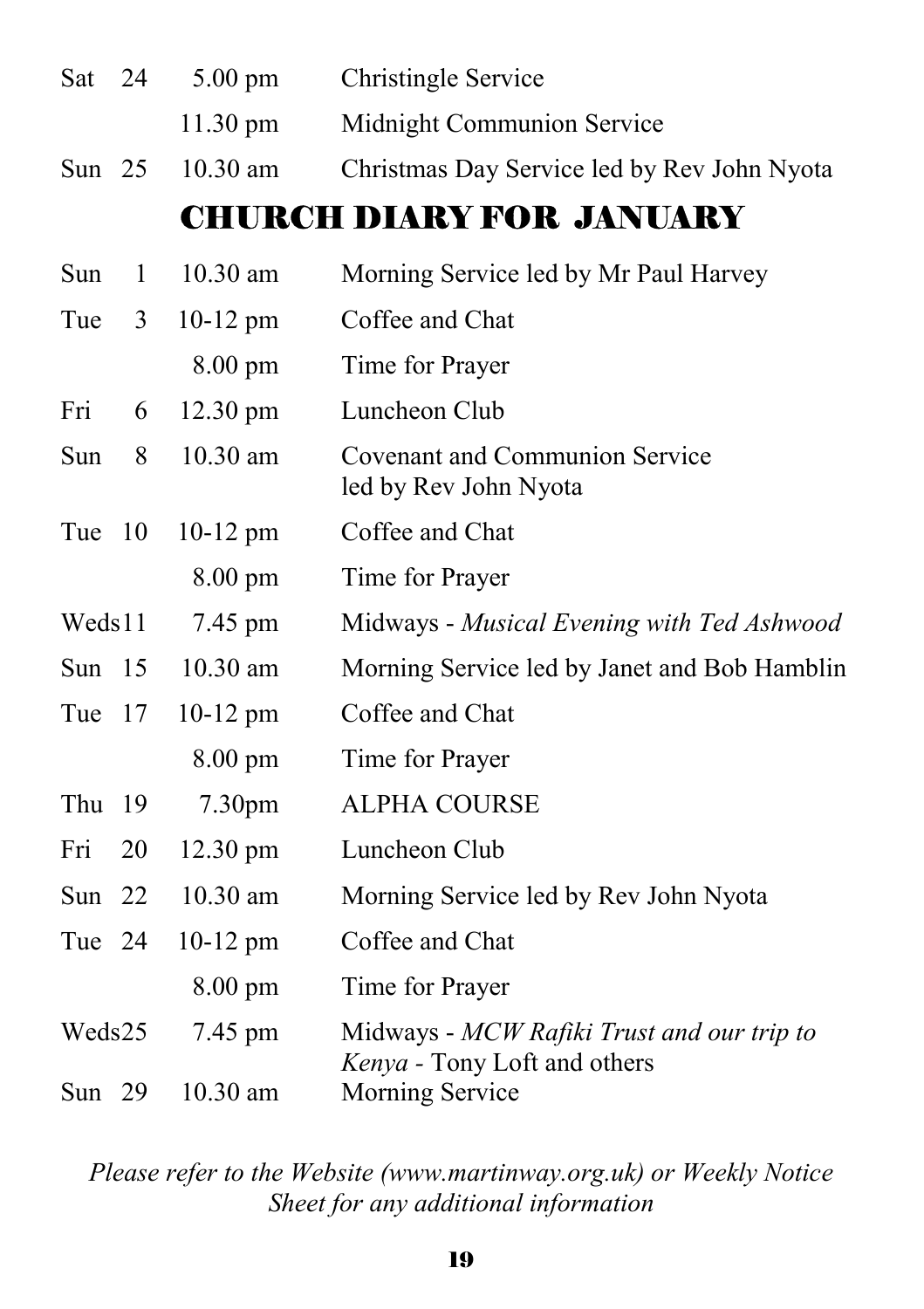| | | | |
|---|---|---|---|
| Sat | 24 | 5.00 pm | Christingle Service |
| | | 11.30 pm | Midnight Communion Service |
| Sun | 25 | 10.30 am | Christmas Day Service led by Rev John Nyota |

## CHURCH DIARY FOR JANUARY

| | | | |
|---|---|---|---|
| Sun | 1 | 10.30 am | Morning Service led by Mr Paul Harvey |
| Tue | 3 | 10-12 pm | Coffee and Chat |
| | | 8.00 pm | Time for Prayer |
| Fri | 6 | 12.30 pm | Luncheon Club |
| Sun | 8 | 10.30 am | Covenant and Communion Service led by Rev John Nyota |
| Tue | 10 | 10-12 pm | Coffee and Chat |
| | | 8.00 pm | Time for Prayer |
| Weds | 11 | 7.45 pm | Midways - *Musical Evening with Ted Ashwood* |
| Sun | 15 | 10.30 am | Morning Service led by Janet and Bob Hamblin |
| Tue | 17 | 10-12 pm | Coffee and Chat |
| | | 8.00 pm | Time for Prayer |
| Thu | 19 | 7.30pm | ALPHA COURSE |
| Fri | 20 | 12.30 pm | Luncheon Club |
| Sun | 22 | 10.30 am | Morning Service led by Rev John Nyota |
| Tue | 24 | 10-12 pm | Coffee and Chat |
| | | 8.00 pm | Time for Prayer |
| Weds | 25 | 7.45 pm | Midways - *MCW Rafiki Trust and our trip to Kenya* - Tony Loft and others |
| Sun | 29 | 10.30 am | Morning Service |

*Please refer to the Website (www.martinway.org.uk) or Weekly Notice Sheet for any additional information*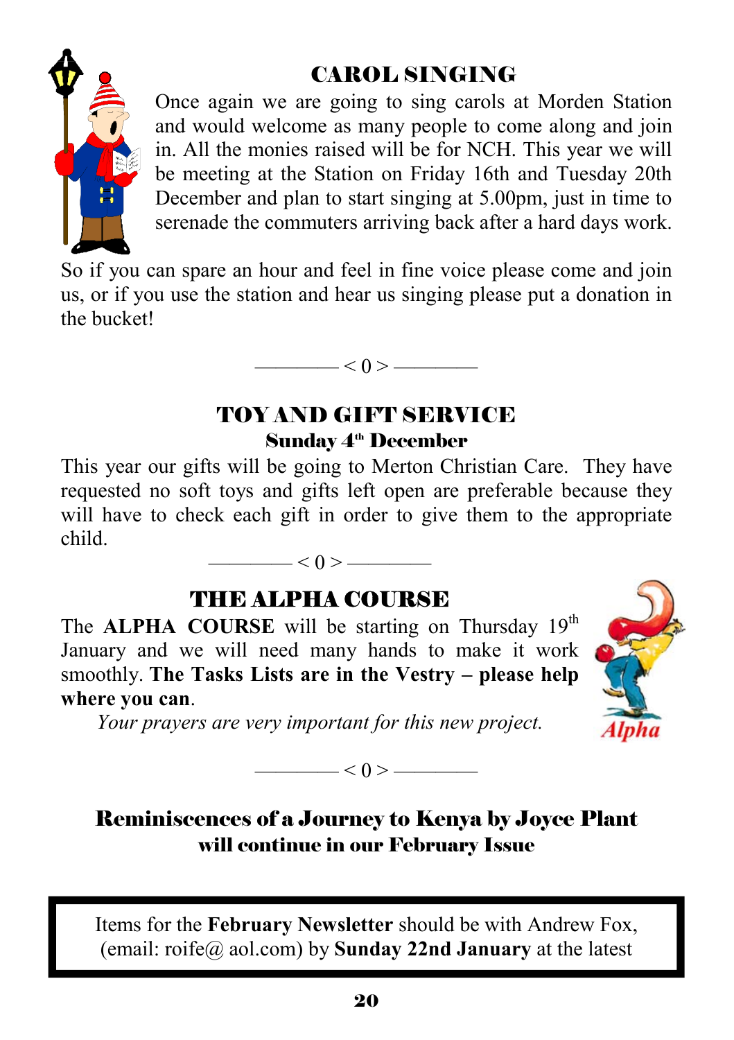## CAROL SINGING

Once again we are going to sing carols at Morden Station and would welcome as many people to come along and join in. All the monies raised will be for NCH. This year we will be meeting at the Station on Friday 16th and Tuesday 20th December and plan to start singing at 5.00pm, just in time to serenade the commuters arriving back after a hard days work.

So if you can spare an hour and feel in fine voice please come and join us, or if you use the station and hear us singing please put a donation in the bucket!

———— < 0 > ————

## TOY AND GIFT SERVICE

**Sunday 4th December**

This year our gifts will be going to Merton Christian Care. They have requested no soft toys and gifts left open are preferable because they will have to check each gift in order to give them to the appropriate child.

———— < 0 > ————

## THE ALPHA COURSE

The **ALPHA COURSE** will be starting on Thursday 19th January and we will need many hands to make it work smoothly. **The Tasks Lists are in the Vestry – please help where you can**.

*Your prayers are very important for this new project.*

Alpha

———— < 0 > ————

**Reminiscences of a Journey to Kenya by Joyce Plant will continue in our February Issue**

Items for the **February Newsletter** should be with Andrew Fox, (email: roife@ aol.com) by **Sunday 22nd January** at the latest